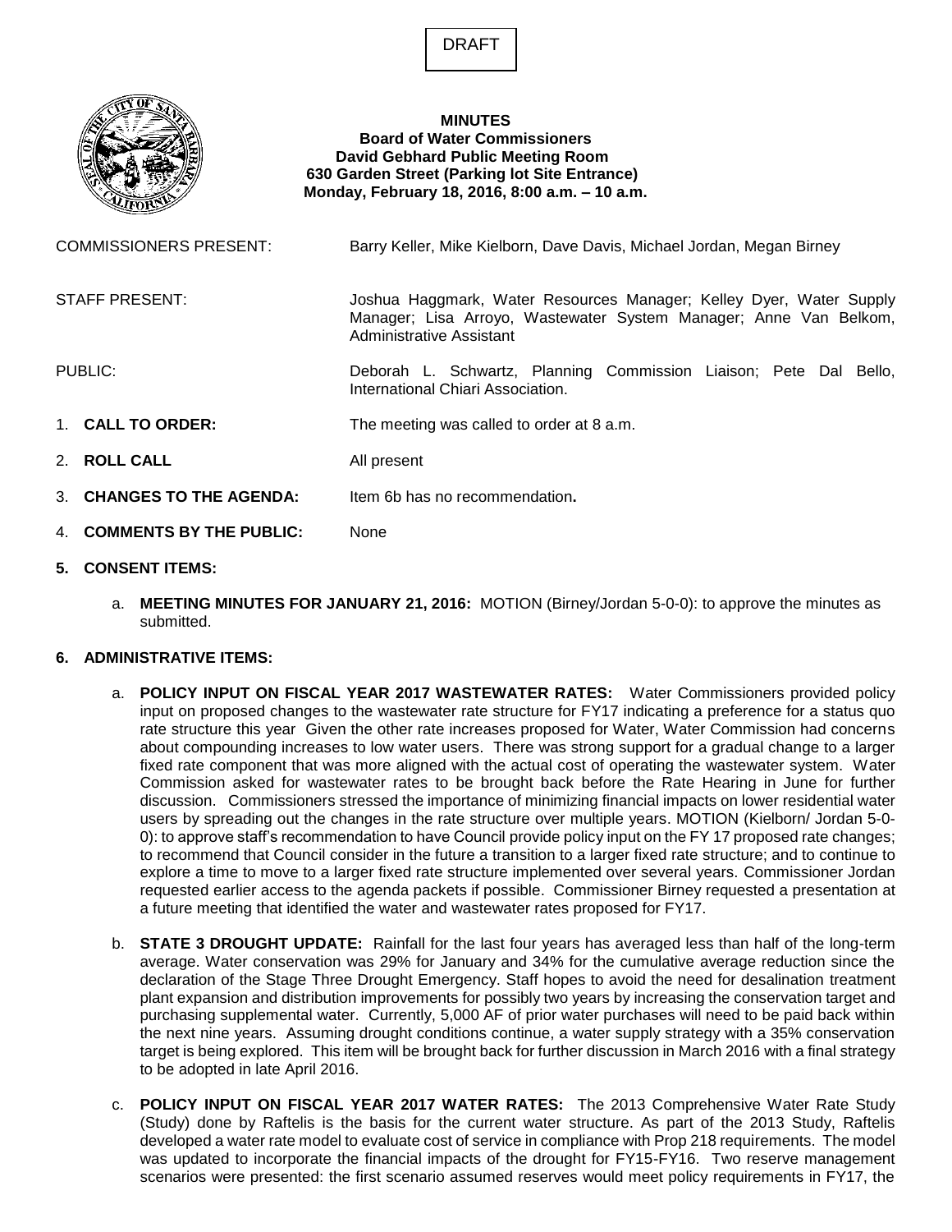DRAFT

**MINUTES**
**Board of Water Commissioners**
**David Gebhard Public Meeting Room**
**630 Garden Street (Parking lot Site Entrance)**
**Monday, February 18, 2016, 8:00 a.m. – 10 a.m.**

COMMISSIONERS PRESENT: Barry Keller, Mike Kielborn, Dave Davis, Michael Jordan, Megan Birney

STAFF PRESENT: Joshua Haggmark, Water Resources Manager; Kelley Dyer, Water Supply Manager; Lisa Arroyo, Wastewater System Manager; Anne Van Belkom, Administrative Assistant

PUBLIC: Deborah L. Schwartz, Planning Commission Liaison; Pete Dal Bello, International Chiari Association.

1. **CALL TO ORDER:** The meeting was called to order at 8 a.m.

2. **ROLL CALL** All present

3. **CHANGES TO THE AGENDA:** Item 6b has no recommendation**.**

4. **COMMENTS BY THE PUBLIC:** None

**5. CONSENT ITEMS:**

   a. **MEETING MINUTES FOR JANUARY 21, 2016:** MOTION (Birney/Jordan 5-0-0): to approve the minutes as submitted.

**6. ADMINISTRATIVE ITEMS:**

   a. **POLICY INPUT ON FISCAL YEAR 2017 WASTEWATER RATES:** Water Commissioners provided policy input on proposed changes to the wastewater rate structure for FY17 indicating a preference for a status quo rate structure this year Given the other rate increases proposed for Water, Water Commission had concerns about compounding increases to low water users. There was strong support for a gradual change to a larger fixed rate component that was more aligned with the actual cost of operating the wastewater system. Water Commission asked for wastewater rates to be brought back before the Rate Hearing in June for further discussion. Commissioners stressed the importance of minimizing financial impacts on lower residential water users by spreading out the changes in the rate structure over multiple years. MOTION (Kielborn/ Jordan 5-0-0): to approve staff's recommendation to have Council provide policy input on the FY 17 proposed rate changes; to recommend that Council consider in the future a transition to a larger fixed rate structure; and to continue to explore a time to move to a larger fixed rate structure implemented over several years. Commissioner Jordan requested earlier access to the agenda packets if possible. Commissioner Birney requested a presentation at a future meeting that identified the water and wastewater rates proposed for FY17.

   b. **STATE 3 DROUGHT UPDATE:** Rainfall for the last four years has averaged less than half of the long-term average. Water conservation was 29% for January and 34% for the cumulative average reduction since the declaration of the Stage Three Drought Emergency. Staff hopes to avoid the need for desalination treatment plant expansion and distribution improvements for possibly two years by increasing the conservation target and purchasing supplemental water. Currently, 5,000 AF of prior water purchases will need to be paid back within the next nine years. Assuming drought conditions continue, a water supply strategy with a 35% conservation target is being explored. This item will be brought back for further discussion in March 2016 with a final strategy to be adopted in late April 2016.

   c. **POLICY INPUT ON FISCAL YEAR 2017 WATER RATES:** The 2013 Comprehensive Water Rate Study (Study) done by Raftelis is the basis for the current water structure. As part of the 2013 Study, Raftelis developed a water rate model to evaluate cost of service in compliance with Prop 218 requirements. The model was updated to incorporate the financial impacts of the drought for FY15-FY16. Two reserve management scenarios were presented: the first scenario assumed reserves would meet policy requirements in FY17, the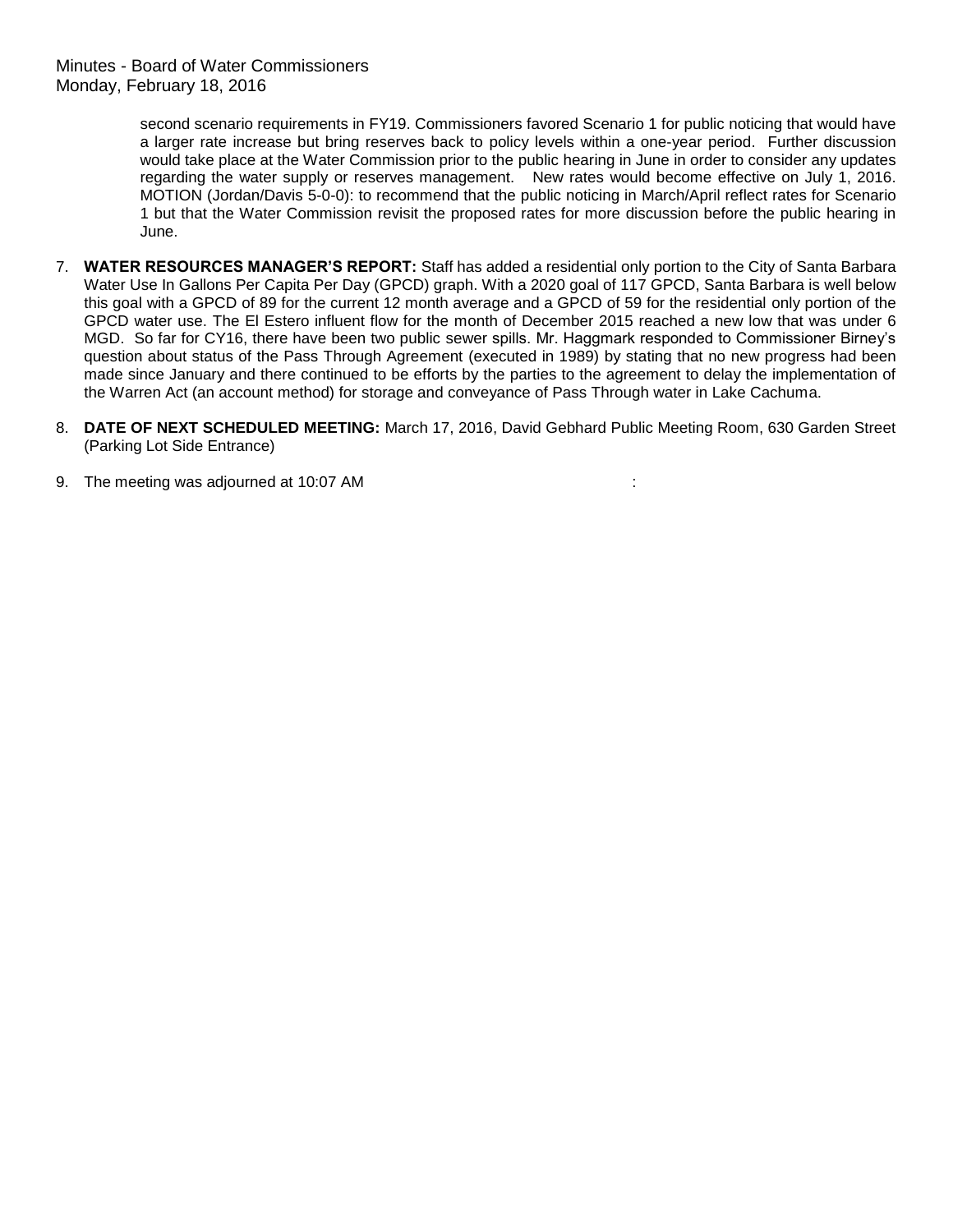second scenario requirements in FY19. Commissioners favored Scenario 1 for public noticing that would have a larger rate increase but bring reserves back to policy levels within a one-year period. Further discussion would take place at the Water Commission prior to the public hearing in June in order to consider any updates regarding the water supply or reserves management. New rates would become effective on July 1, 2016. MOTION (Jordan/Davis 5-0-0): to recommend that the public noticing in March/April reflect rates for Scenario 1 but that the Water Commission revisit the proposed rates for more discussion before the public hearing in June.

7. **WATER RESOURCES MANAGER'S REPORT:** Staff has added a residential only portion to the City of Santa Barbara Water Use In Gallons Per Capita Per Day (GPCD) graph. With a 2020 goal of 117 GPCD, Santa Barbara is well below this goal with a GPCD of 89 for the current 12 month average and a GPCD of 59 for the residential only portion of the GPCD water use. The El Estero influent flow for the month of December 2015 reached a new low that was under 6 MGD. So far for CY16, there have been two public sewer spills. Mr. Haggmark responded to Commissioner Birney's question about status of the Pass Through Agreement (executed in 1989) by stating that no new progress had been made since January and there continued to be efforts by the parties to the agreement to delay the implementation of the Warren Act (an account method) for storage and conveyance of Pass Through water in Lake Cachuma.

8. **DATE OF NEXT SCHEDULED MEETING:** March 17, 2016, David Gebhard Public Meeting Room, 630 Garden Street (Parking Lot Side Entrance)

9. The meeting was adjourned at 10:07 AM :